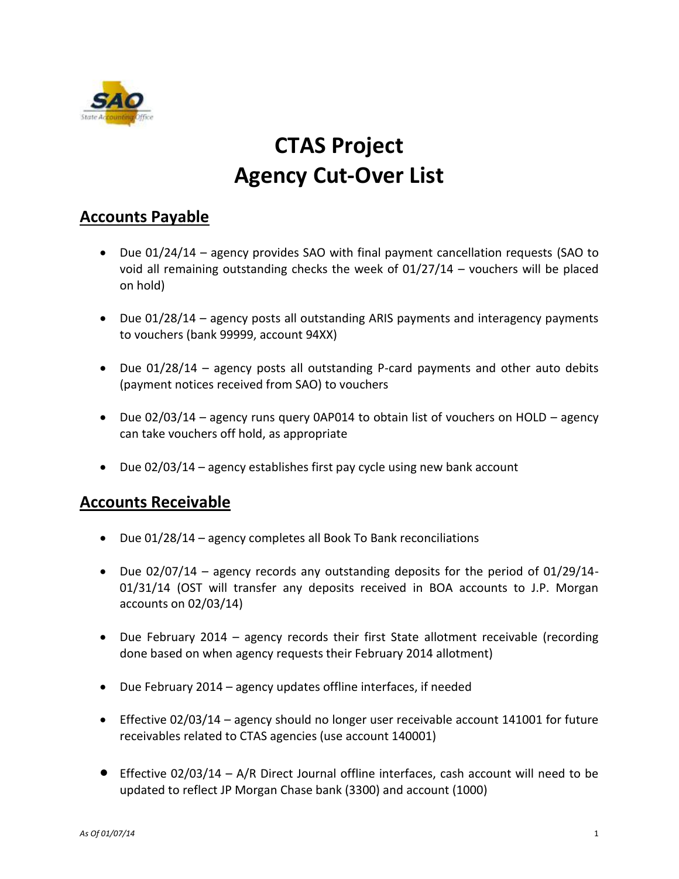# CTAS Project
# Agency Cut-Over List

## Accounts Payable

- Due 01/24/14 – agency provides SAO with final payment cancellation requests (SAO to void all remaining outstanding checks the week of 01/27/14 – vouchers will be placed on hold)

- Due 01/28/14 – agency posts all outstanding ARIS payments and interagency payments to vouchers (bank 99999, account 94XX)

- Due 01/28/14 – agency posts all outstanding P-card payments and other auto debits (payment notices received from SAO) to vouchers

- Due 02/03/14 – agency runs query 0AP014 to obtain list of vouchers on HOLD – agency can take vouchers off hold, as appropriate

- Due 02/03/14 – agency establishes first pay cycle using new bank account

## Accounts Receivable

- Due 01/28/14 – agency completes all Book To Bank reconciliations

- Due 02/07/14 – agency records any outstanding deposits for the period of 01/29/14-01/31/14 (OST will transfer any deposits received in BOA accounts to J.P. Morgan accounts on 02/03/14)

- Due February 2014 – agency records their first State allotment receivable (recording done based on when agency requests their February 2014 allotment)

- Due February 2014 – agency updates offline interfaces, if needed

- Effective 02/03/14 – agency should no longer user receivable account 141001 for future receivables related to CTAS agencies (use account 140001)

- Effective 02/03/14 – A/R Direct Journal offline interfaces, cash account will need to be updated to reflect JP Morgan Chase bank (3300) and account (1000)

*As Of 01/07/14*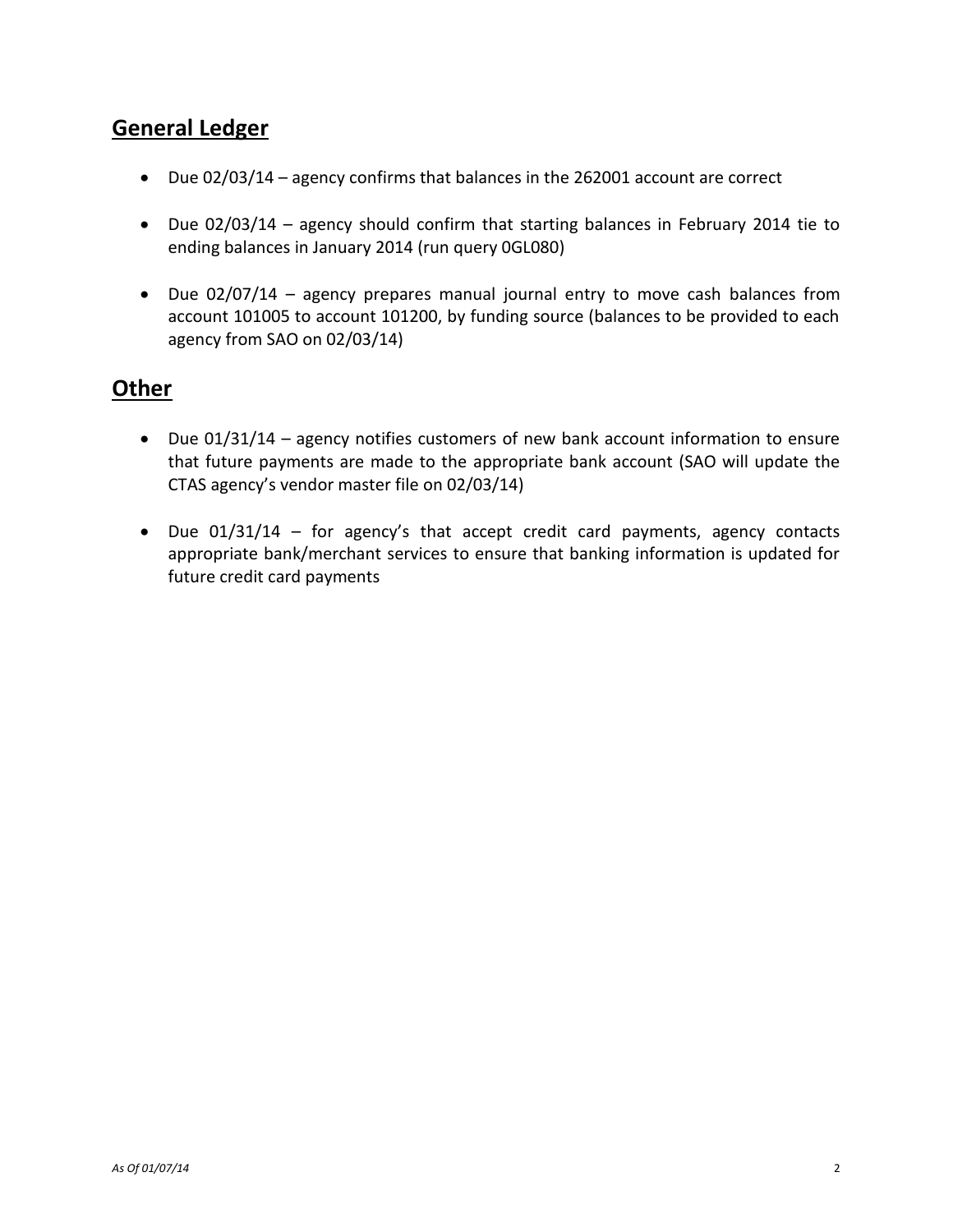## General Ledger

- Due 02/03/14 – agency confirms that balances in the 262001 account are correct
- Due 02/03/14 – agency should confirm that starting balances in February 2014 tie to ending balances in January 2014 (run query 0GL080)
- Due 02/07/14 – agency prepares manual journal entry to move cash balances from account 101005 to account 101200, by funding source (balances to be provided to each agency from SAO on 02/03/14)

## Other

- Due 01/31/14 – agency notifies customers of new bank account information to ensure that future payments are made to the appropriate bank account (SAO will update the CTAS agency's vendor master file on 02/03/14)
- Due 01/31/14 – for agency's that accept credit card payments, agency contacts appropriate bank/merchant services to ensure that banking information is updated for future credit card payments